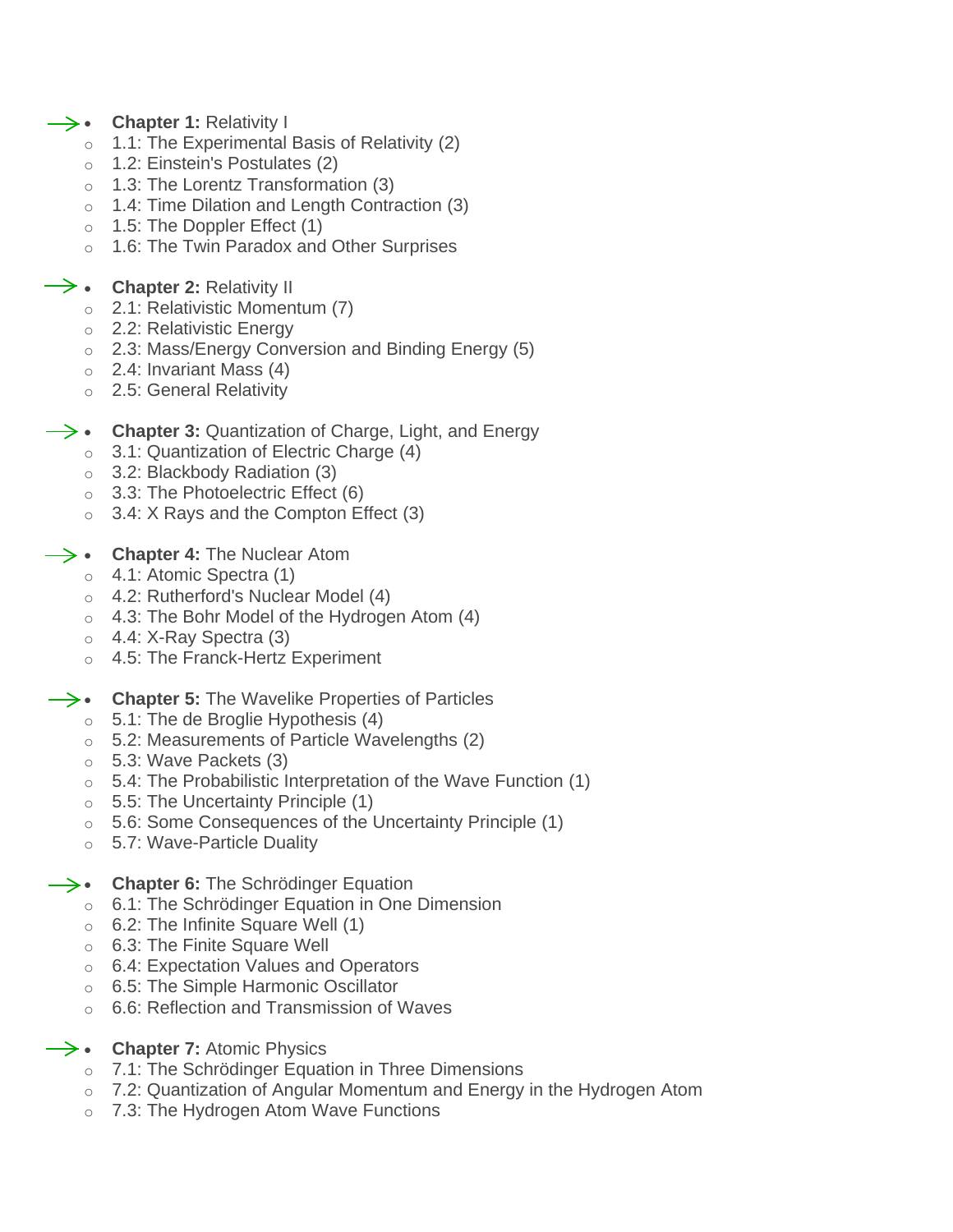- **Chapter 1:** Relativity I
  - 1.1: The Experimental Basis of Relativity (2)
  - 1.2: Einstein's Postulates (2)
  - 1.3: The Lorentz Transformation (3)
  - 1.4: Time Dilation and Length Contraction (3)
  - 1.5: The Doppler Effect (1)
  - 1.6: The Twin Paradox and Other Surprises

- **Chapter 2:** Relativity II
  - 2.1: Relativistic Momentum (7)
  - 2.2: Relativistic Energy
  - 2.3: Mass/Energy Conversion and Binding Energy (5)
  - 2.4: Invariant Mass (4)
  - 2.5: General Relativity

- **Chapter 3:** Quantization of Charge, Light, and Energy
  - 3.1: Quantization of Electric Charge (4)
  - 3.2: Blackbody Radiation (3)
  - 3.3: The Photoelectric Effect (6)
  - 3.4: X Rays and the Compton Effect (3)

- **Chapter 4:** The Nuclear Atom
  - 4.1: Atomic Spectra (1)
  - 4.2: Rutherford's Nuclear Model (4)
  - 4.3: The Bohr Model of the Hydrogen Atom (4)
  - 4.4: X-Ray Spectra (3)
  - 4.5: The Franck-Hertz Experiment

- **Chapter 5:** The Wavelike Properties of Particles
  - 5.1: The de Broglie Hypothesis (4)
  - 5.2: Measurements of Particle Wavelengths (2)
  - 5.3: Wave Packets (3)
  - 5.4: The Probabilistic Interpretation of the Wave Function (1)
  - 5.5: The Uncertainty Principle (1)
  - 5.6: Some Consequences of the Uncertainty Principle (1)
  - 5.7: Wave-Particle Duality

- **Chapter 6:** The Schrödinger Equation
  - 6.1: The Schrödinger Equation in One Dimension
  - 6.2: The Infinite Square Well (1)
  - 6.3: The Finite Square Well
  - 6.4: Expectation Values and Operators
  - 6.5: The Simple Harmonic Oscillator
  - 6.6: Reflection and Transmission of Waves

- **Chapter 7:** Atomic Physics
  - 7.1: The Schrödinger Equation in Three Dimensions
  - 7.2: Quantization of Angular Momentum and Energy in the Hydrogen Atom
  - 7.3: The Hydrogen Atom Wave Functions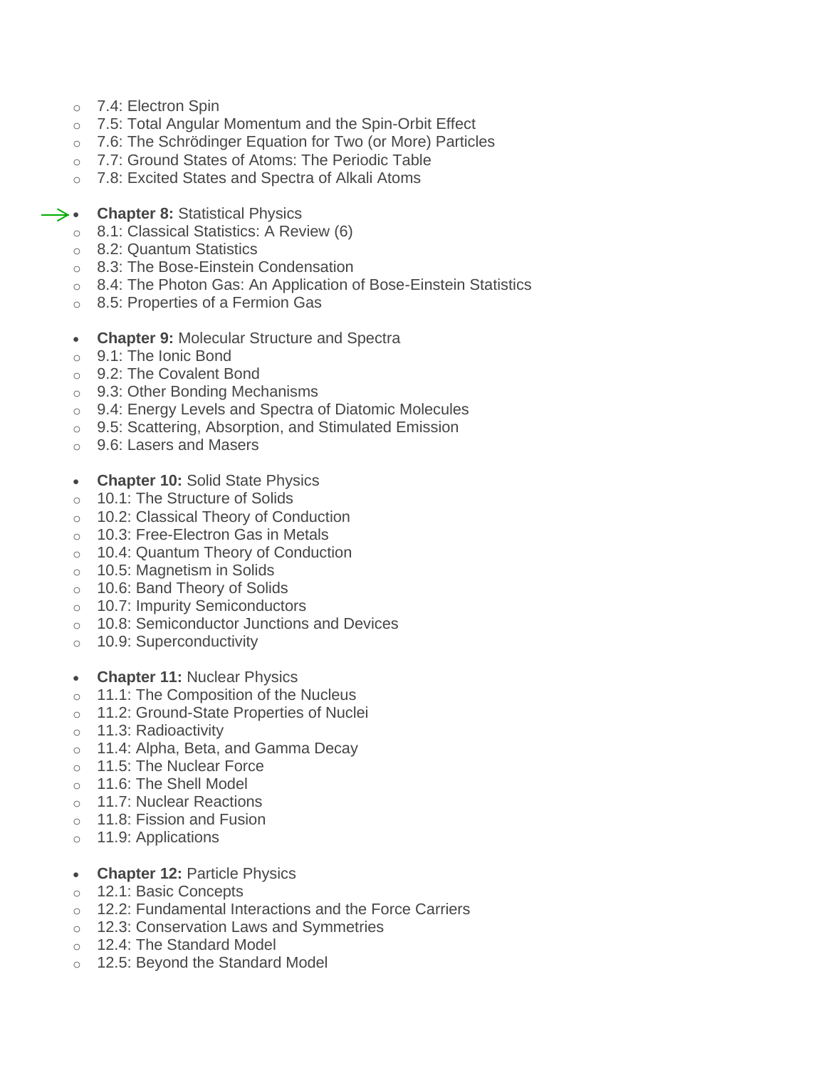- 7.4: Electron Spin
- 7.5: Total Angular Momentum and the Spin-Orbit Effect
- 7.6: The Schrödinger Equation for Two (or More) Particles
- 7.7: Ground States of Atoms: The Periodic Table
- 7.8: Excited States and Spectra of Alkali Atoms

- **Chapter 8:** Statistical Physics
  - 8.1: Classical Statistics: A Review (6)
  - 8.2: Quantum Statistics
  - 8.3: The Bose-Einstein Condensation
  - 8.4: The Photon Gas: An Application of Bose-Einstein Statistics
  - 8.5: Properties of a Fermion Gas

- **Chapter 9:** Molecular Structure and Spectra
  - 9.1: The Ionic Bond
  - 9.2: The Covalent Bond
  - 9.3: Other Bonding Mechanisms
  - 9.4: Energy Levels and Spectra of Diatomic Molecules
  - 9.5: Scattering, Absorption, and Stimulated Emission
  - 9.6: Lasers and Masers

- **Chapter 10:** Solid State Physics
  - 10.1: The Structure of Solids
  - 10.2: Classical Theory of Conduction
  - 10.3: Free-Electron Gas in Metals
  - 10.4: Quantum Theory of Conduction
  - 10.5: Magnetism in Solids
  - 10.6: Band Theory of Solids
  - 10.7: Impurity Semiconductors
  - 10.8: Semiconductor Junctions and Devices
  - 10.9: Superconductivity

- **Chapter 11:** Nuclear Physics
  - 11.1: The Composition of the Nucleus
  - 11.2: Ground-State Properties of Nuclei
  - 11.3: Radioactivity
  - 11.4: Alpha, Beta, and Gamma Decay
  - 11.5: The Nuclear Force
  - 11.6: The Shell Model
  - 11.7: Nuclear Reactions
  - 11.8: Fission and Fusion
  - 11.9: Applications

- **Chapter 12:** Particle Physics
  - 12.1: Basic Concepts
  - 12.2: Fundamental Interactions and the Force Carriers
  - 12.3: Conservation Laws and Symmetries
  - 12.4: The Standard Model
  - 12.5: Beyond the Standard Model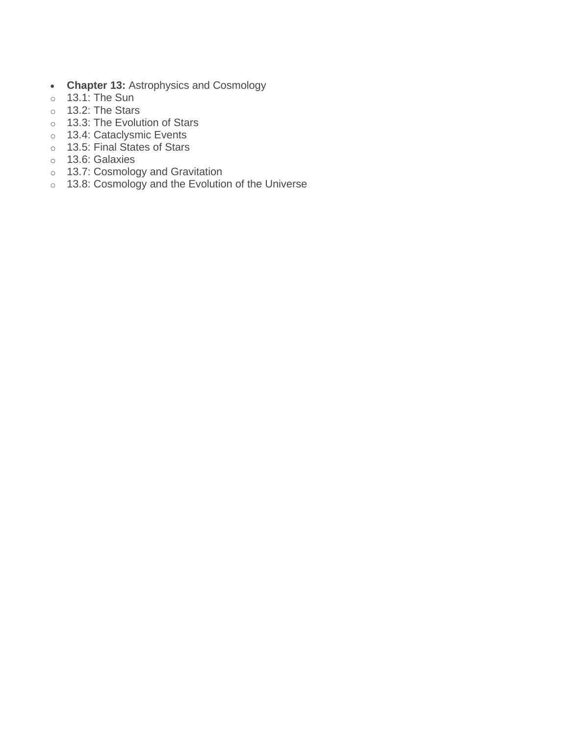- **Chapter 13:** Astrophysics and Cosmology
    - 13.1: The Sun
    - 13.2: The Stars
    - 13.3: The Evolution of Stars
    - 13.4: Cataclysmic Events
    - 13.5: Final States of Stars
    - 13.6: Galaxies
    - 13.7: Cosmology and Gravitation
    - 13.8: Cosmology and the Evolution of the Universe